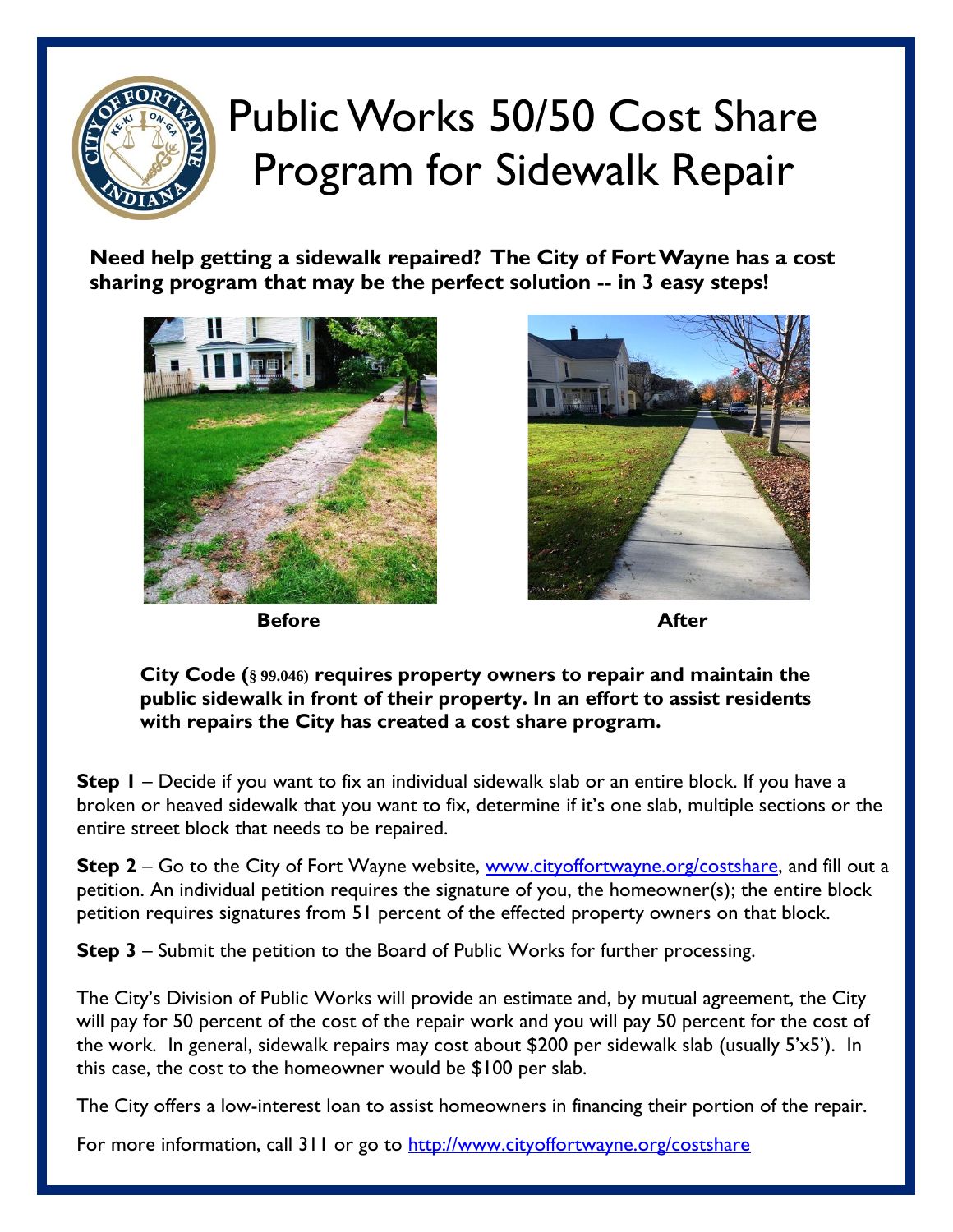# Public Works 50/50 Cost Share Program for Sidewalk Repair

**Need help getting a sidewalk repaired? The City of Fort Wayne has a cost sharing program that may be the perfect solution -- in 3 easy steps!**

**Before** **After**

**City Code (§ 99.046) requires property owners to repair and maintain the public sidewalk in front of their property. In an effort to assist residents with repairs the City has created a cost share program.**

**Step 1** – Decide if you want to fix an individual sidewalk slab or an entire block. If you have a broken or heaved sidewalk that you want to fix, determine if it's one slab, multiple sections or the entire street block that needs to be repaired.

**Step 2** – Go to the City of Fort Wayne website, [www.cityoffortwayne.org/costshare](www.cityoffortwayne.org/costshare), and fill out a petition. An individual petition requires the signature of you, the homeowner(s); the entire block petition requires signatures from 51 percent of the effected property owners on that block.

**Step 3** – Submit the petition to the Board of Public Works for further processing.

The City's Division of Public Works will provide an estimate and, by mutual agreement, the City will pay for 50 percent of the cost of the repair work and you will pay 50 percent for the cost of the work. In general, sidewalk repairs may cost about $200 per sidewalk slab (usually 5'x5'). In this case, the cost to the homeowner would be $100 per slab.

The City offers a low-interest loan to assist homeowners in financing their portion of the repair.

For more information, call 311 or go to [http://www.cityoffortwayne.org/costshare](http://www.cityoffortwayne.org/costshare)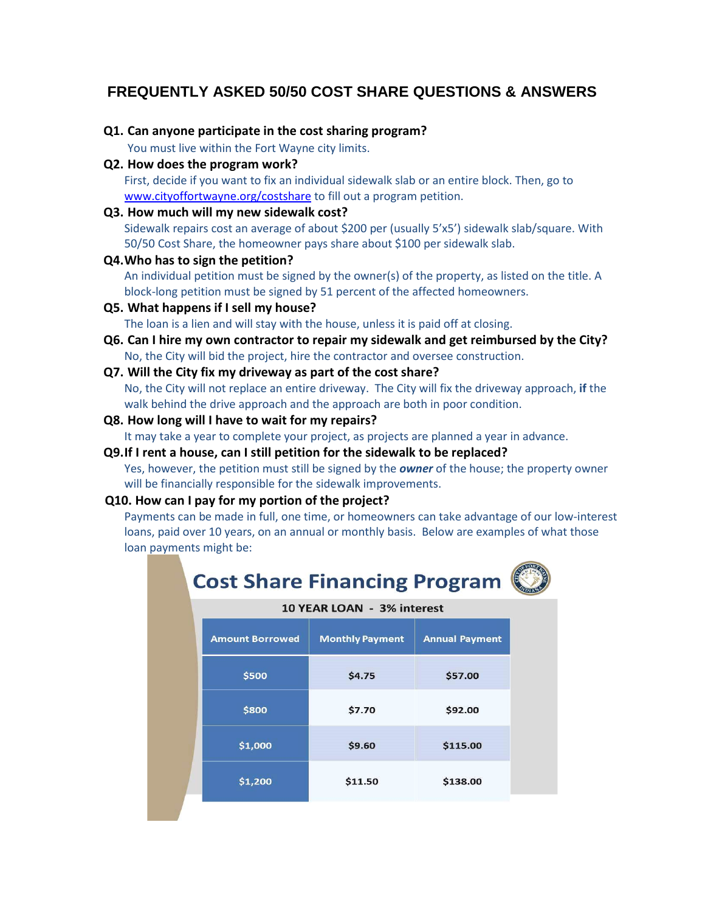# FREQUENTLY ASKED 50/50 COST SHARE QUESTIONS & ANSWERS

**Q1. Can anyone participate in the cost sharing program?**

You must live within the Fort Wayne city limits.

**Q2. How does the program work?**

First, decide if you want to fix an individual sidewalk slab or an entire block. Then, go to www.cityoffortwayne.org/costshare to fill out a program petition.

**Q3. How much will my new sidewalk cost?**

Sidewalk repairs cost an average of about $200 per (usually 5'x5') sidewalk slab/square. With 50/50 Cost Share, the homeowner pays share about $100 per sidewalk slab.

**Q4. Who has to sign the petition?**

An individual petition must be signed by the owner(s) of the property, as listed on the title. A block-long petition must be signed by 51 percent of the affected homeowners.

**Q5. What happens if I sell my house?**

The loan is a lien and will stay with the house, unless it is paid off at closing.

**Q6. Can I hire my own contractor to repair my sidewalk and get reimbursed by the City?**

No, the City will bid the project, hire the contractor and oversee construction.

**Q7. Will the City fix my driveway as part of the cost share?**

No, the City will not replace an entire driveway. The City will fix the driveway approach, **if** the walk behind the drive approach and the approach are both in poor condition.

**Q8. How long will I have to wait for my repairs?**

It may take a year to complete your project, as projects are planned a year in advance.

**Q9. If I rent a house, can I still petition for the sidewalk to be replaced?**

Yes, however, the petition must still be signed by the ***owner*** of the house; the property owner will be financially responsible for the sidewalk improvements.

**Q10. How can I pay for my portion of the project?**

Payments can be made in full, one time, or homeowners can take advantage of our low-interest loans, paid over 10 years, on an annual or monthly basis. Below are examples of what those loan payments might be:

## Cost Share Financing Program

10 YEAR LOAN - 3% interest

| Amount Borrowed | Monthly Payment | Annual Payment |
|---|---|---|
| $500 | $4.75 | $57.00 |
| $800 | $7.70 | $92.00 |
| $1,000 | $9.60 | $115.00 |
| $1,200 | $11.50 | $138.00 |